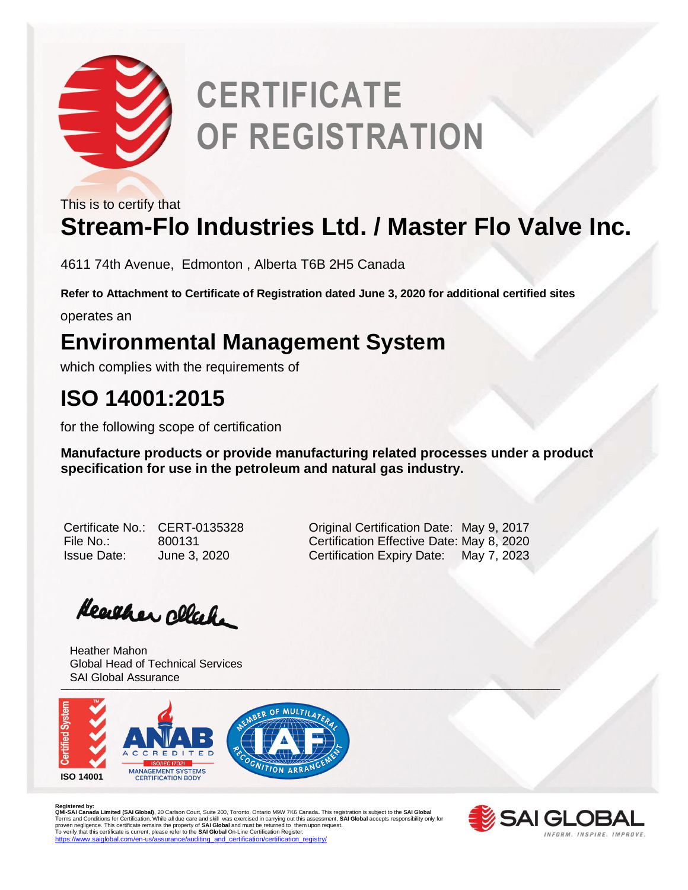# CERTIFICATE OF REGISTRATION

This is to certify that

## Stream-Flo Industries Ltd. / Master Flo Valve Inc.

4611 74th Avenue, Edmonton , Alberta T6B 2H5 Canada

**Refer to Attachment to Certificate of Registration dated June 3, 2020 for additional certified sites**

operates an

## Environmental Management System

which complies with the requirements of

## ISO 14001:2015

for the following scope of certification

**Manufacture products or provide manufacturing related processes under a product specification for use in the petroleum and natural gas industry.**

| | | | |
|---|---|---|---|
| Certificate No.: | CERT-0135328 | Original Certification Date: | May 9, 2017 |
| File No.: | 800131 | Certification Effective Date: | May 8, 2020 |
| Issue Date: | June 3, 2020 | Certification Expiry Date: | May 7, 2023 |

Heather Mahon
Global Head of Technical Services
SAI Global Assurance

Certified System ISO 14001

ANAB ACCREDITED ISO/IEC 17021 MANAGEMENT SYSTEMS CERTIFICATION BODY

MEMBER OF MULTILATERAL RECOGNITION ARRANGEMENT IAF

Registered by:
**QMI-SAI Canada Limited (SAI Global)**, 20 Carlson Court, Suite 200, Toronto, Ontario M9W 7K6 Canada**.** This registration is subject to the **SAI Global** Terms and Conditions for Certification. While all due care and skill was exercised in carrying out this assessment, **SAI Global** accepts responsibility only for proven negligence. This certificate remains the property of **SAI Global** and must be returned to them upon request.
To verify that this certificate is current, please refer to the **SAI Global** On-Line Certification Register:
https://www.saiglobal.com/en-us/assurance/auditing_and_certification/certification_registry/

SAI GLOBAL
INFORM. INSPIRE. IMPROVE.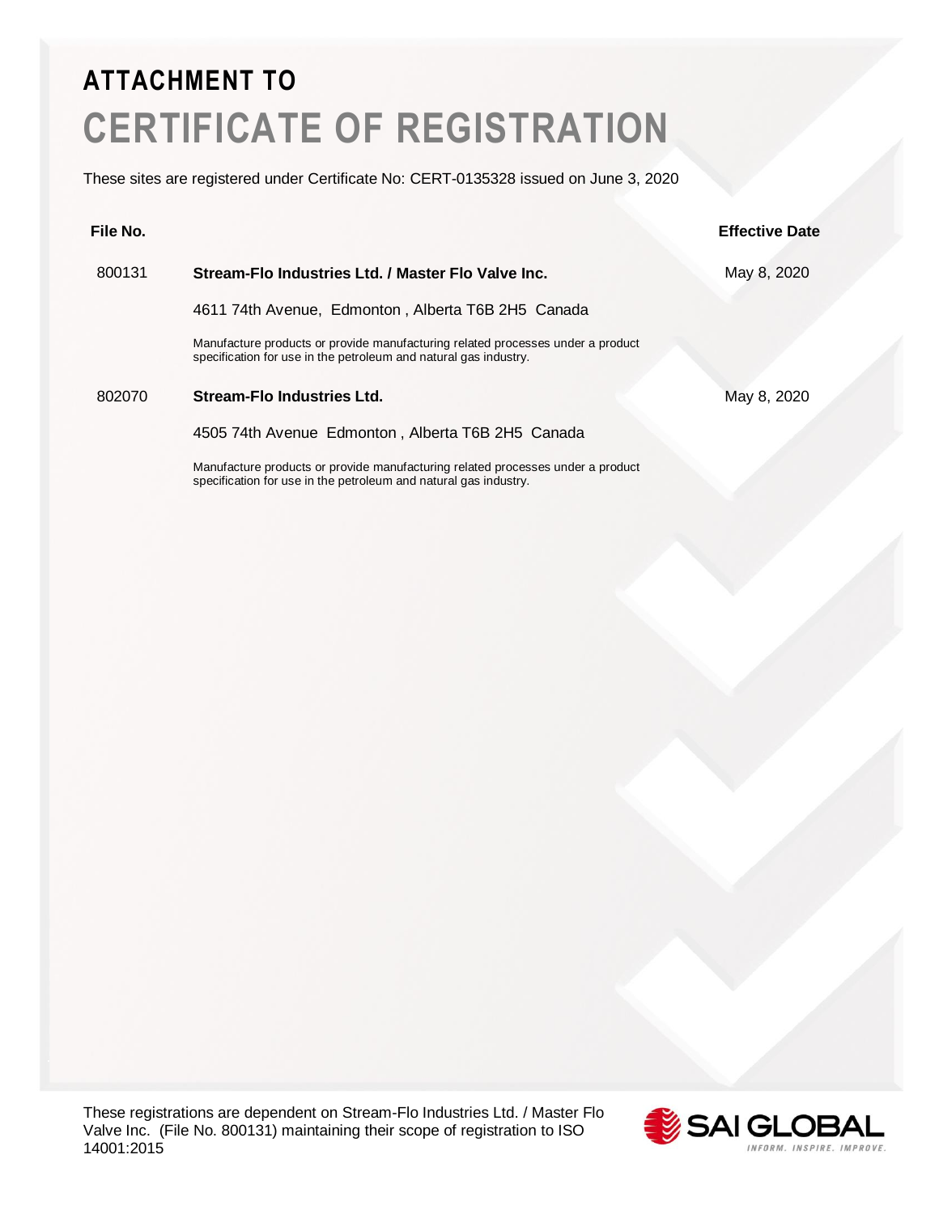# ATTACHMENT TO

# CERTIFICATE OF REGISTRATION

These sites are registered under Certificate No: CERT-0135328 issued on June 3, 2020

| File No. | | Effective Date |
|---|---|---|
| 800131 | **Stream-Flo Industries Ltd. / Master Flo Valve Inc.**<br>4611 74th Avenue, Edmonton , Alberta T6B 2H5 Canada<br>Manufacture products or provide manufacturing related processes under a product specification for use in the petroleum and natural gas industry. | May 8, 2020 |
| 802070 | **Stream-Flo Industries Ltd.**<br>4505 74th Avenue Edmonton , Alberta T6B 2H5 Canada<br>Manufacture products or provide manufacturing related processes under a product specification for use in the petroleum and natural gas industry. | May 8, 2020 |

These registrations are dependent on Stream-Flo Industries Ltd. / Master Flo Valve Inc. (File No. 800131) maintaining their scope of registration to ISO 14001:2015

SAI GLOBAL
INFORM. INSPIRE. IMPROVE.